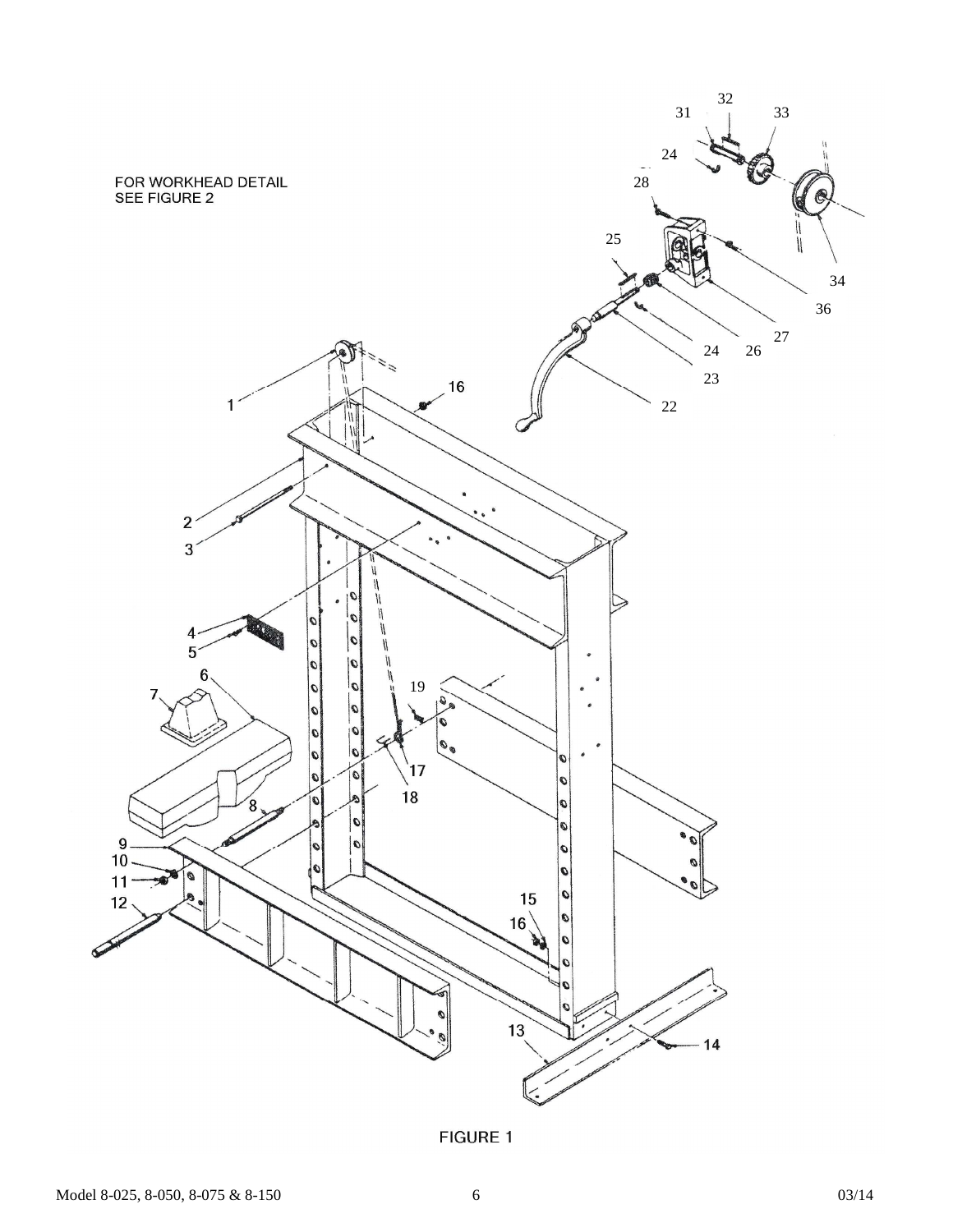FOR WORKHEAD DETAIL
SEE FIGURE 2

FIGURE 1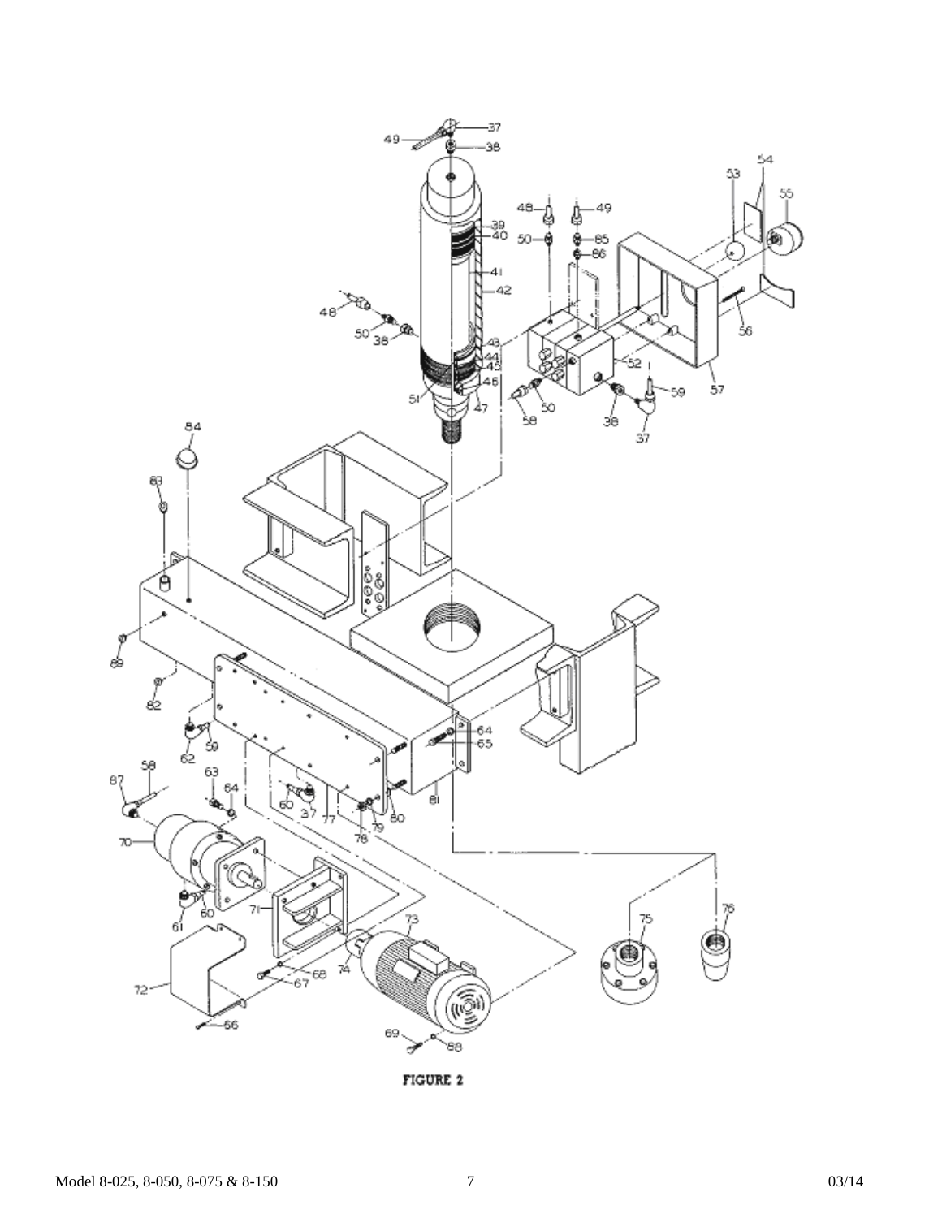FIGURE 2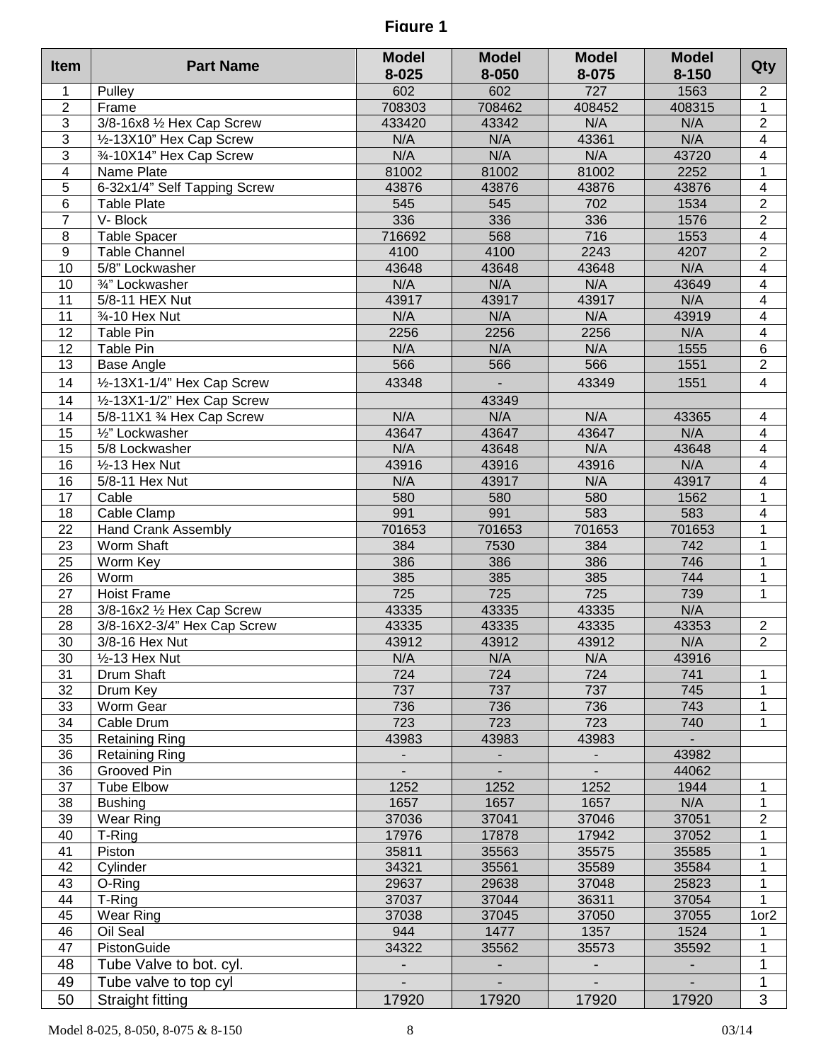**Figure 1**

| Item | Part Name | Model 8-025 | Model 8-050 | Model 8-075 | Model 8-150 | Qty |
|---|---|---|---|---|---|---|
| 1 | Pulley | 602 | 602 | 727 | 1563 | 2 |
| 2 | Frame | 708303 | 708462 | 408452 | 408315 | 1 |
| 3 | 3/8-16x8 ½ Hex Cap Screw | 433420 | 43342 | N/A | N/A | 2 |
| 3 | ½-13X10” Hex Cap Screw | N/A | N/A | 43361 | N/A | 4 |
| 3 | ¾-10X14” Hex Cap Screw | N/A | N/A | N/A | 43720 | 4 |
| 4 | Name Plate | 81002 | 81002 | 81002 | 2252 | 1 |
| 5 | 6-32x1/4” Self Tapping Screw | 43876 | 43876 | 43876 | 43876 | 4 |
| 6 | Table Plate | 545 | 545 | 702 | 1534 | 2 |
| 7 | V- Block | 336 | 336 | 336 | 1576 | 2 |
| 8 | Table Spacer | 716692 | 568 | 716 | 1553 | 4 |
| 9 | Table Channel | 4100 | 4100 | 2243 | 4207 | 2 |
| 10 | 5/8” Lockwasher | 43648 | 43648 | 43648 | N/A | 4 |
| 10 | ¾” Lockwasher | N/A | N/A | N/A | 43649 | 4 |
| 11 | 5/8-11 HEX Nut | 43917 | 43917 | 43917 | N/A | 4 |
| 11 | ¾-10 Hex Nut | N/A | N/A | N/A | 43919 | 4 |
| 12 | Table Pin | 2256 | 2256 | 2256 | N/A | 4 |
| 12 | Table Pin | N/A | N/A | N/A | 1555 | 6 |
| 13 | Base Angle | 566 | 566 | 566 | 1551 | 2 |
| 14 | ½-13X1-1/4” Hex Cap Screw | 43348 | - | 43349 | 1551 | 4 |
| 14 | ½-13X1-1/2” Hex Cap Screw | | 43349 | | | |
| 14 | 5/8-11X1 ¾ Hex Cap Screw | N/A | N/A | N/A | 43365 | 4 |
| 15 | ½” Lockwasher | 43647 | 43647 | 43647 | N/A | 4 |
| 15 | 5/8 Lockwasher | N/A | 43648 | N/A | 43648 | 4 |
| 16 | ½-13 Hex Nut | 43916 | 43916 | 43916 | N/A | 4 |
| 16 | 5/8-11 Hex Nut | N/A | 43917 | N/A | 43917 | 4 |
| 17 | Cable | 580 | 580 | 580 | 1562 | 1 |
| 18 | Cable Clamp | 991 | 991 | 583 | 583 | 4 |
| 22 | Hand Crank Assembly | 701653 | 701653 | 701653 | 701653 | 1 |
| 23 | Worm Shaft | 384 | 7530 | 384 | 742 | 1 |
| 25 | Worm Key | 386 | 386 | 386 | 746 | 1 |
| 26 | Worm | 385 | 385 | 385 | 744 | 1 |
| 27 | Hoist Frame | 725 | 725 | 725 | 739 | 1 |
| 28 | 3/8-16x2 ½ Hex Cap Screw | 43335 | 43335 | 43335 | N/A | |
| 28 | 3/8-16X2-3/4” Hex Cap Screw | 43335 | 43335 | 43335 | 43353 | 2 |
| 30 | 3/8-16 Hex Nut | 43912 | 43912 | 43912 | N/A | 2 |
| 30 | ½-13 Hex Nut | N/A | N/A | N/A | 43916 | |
| 31 | Drum Shaft | 724 | 724 | 724 | 741 | 1 |
| 32 | Drum Key | 737 | 737 | 737 | 745 | 1 |
| 33 | Worm Gear | 736 | 736 | 736 | 743 | 1 |
| 34 | Cable Drum | 723 | 723 | 723 | 740 | 1 |
| 35 | Retaining Ring | 43983 | 43983 | 43983 | - | |
| 36 | Retaining Ring | - | - | - | 43982 | |
| 36 | Grooved Pin | - | - | - | 44062 | |
| 37 | Tube Elbow | 1252 | 1252 | 1252 | 1944 | 1 |
| 38 | Bushing | 1657 | 1657 | 1657 | N/A | 1 |
| 39 | Wear Ring | 37036 | 37041 | 37046 | 37051 | 2 |
| 40 | T-Ring | 17976 | 17878 | 17942 | 37052 | 1 |
| 41 | Piston | 35811 | 35563 | 35575 | 35585 | 1 |
| 42 | Cylinder | 34321 | 35561 | 35589 | 35584 | 1 |
| 43 | O-Ring | 29637 | 29638 | 37048 | 25823 | 1 |
| 44 | T-Ring | 37037 | 37044 | 36311 | 37054 | 1 |
| 45 | Wear Ring | 37038 | 37045 | 37050 | 37055 | 1or2 |
| 46 | Oil Seal | 944 | 1477 | 1357 | 1524 | 1 |
| 47 | PistonGuide | 34322 | 35562 | 35573 | 35592 | 1 |
| 48 | Tube Valve to bot. cyl. | - | - | - | - | 1 |
| 49 | Tube valve to top cyl | - | - | - | - | 1 |
| 50 | Straight fitting | 17920 | 17920 | 17920 | 17920 | 3 |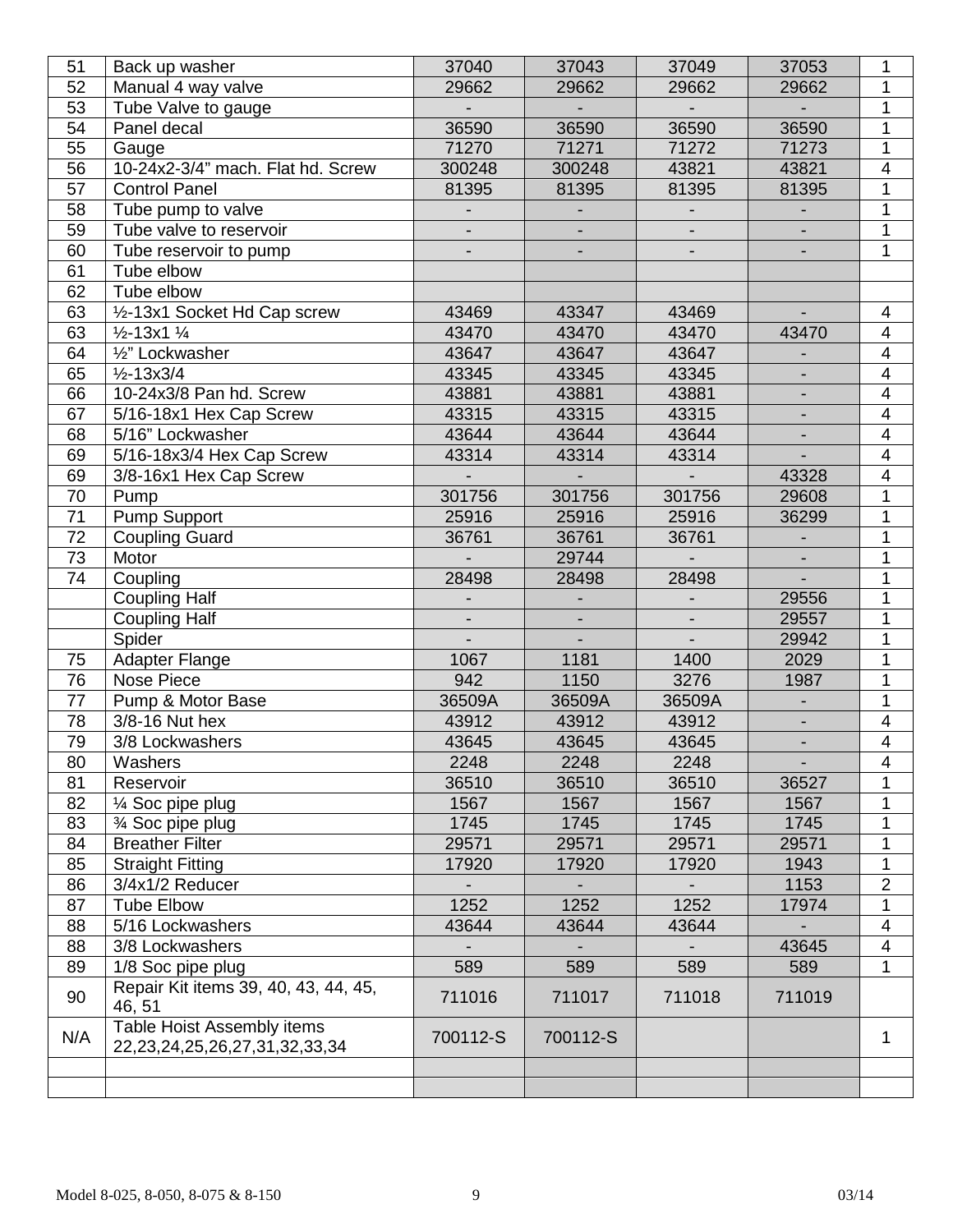| 51 | Back up washer | 37040 | 37043 | 37049 | 37053 | 1 |
|---|---|---|---|---|---|---|
| 52 | Manual 4 way valve | 29662 | 29662 | 29662 | 29662 | 1 |
| 53 | Tube Valve to gauge | - | - | - | - | 1 |
| 54 | Panel decal | 36590 | 36590 | 36590 | 36590 | 1 |
| 55 | Gauge | 71270 | 71271 | 71272 | 71273 | 1 |
| 56 | 10-24x2-3/4" mach. Flat hd. Screw | 300248 | 300248 | 43821 | 43821 | 4 |
| 57 | Control Panel | 81395 | 81395 | 81395 | 81395 | 1 |
| 58 | Tube pump to valve | - | - | - | - | 1 |
| 59 | Tube valve to reservoir | - | - | - | - | 1 |
| 60 | Tube reservoir to pump | - | - | - | - | 1 |
| 61 | Tube elbow | | | | | |
| 62 | Tube elbow | | | | | |
| 63 | ½-13x1 Socket Hd Cap screw | 43469 | 43347 | 43469 | - | 4 |
| 63 | ½-13x1 ¼ | 43470 | 43470 | 43470 | 43470 | 4 |
| 64 | ½" Lockwasher | 43647 | 43647 | 43647 | - | 4 |
| 65 | ½-13x3/4 | 43345 | 43345 | 43345 | - | 4 |
| 66 | 10-24x3/8 Pan hd. Screw | 43881 | 43881 | 43881 | - | 4 |
| 67 | 5/16-18x1 Hex Cap Screw | 43315 | 43315 | 43315 | - | 4 |
| 68 | 5/16" Lockwasher | 43644 | 43644 | 43644 | - | 4 |
| 69 | 5/16-18x3/4 Hex Cap Screw | 43314 | 43314 | 43314 | - | 4 |
| 69 | 3/8-16x1 Hex Cap Screw | - | - | - | 43328 | 4 |
| 70 | Pump | 301756 | 301756 | 301756 | 29608 | 1 |
| 71 | Pump Support | 25916 | 25916 | 25916 | 36299 | 1 |
| 72 | Coupling Guard | 36761 | 36761 | 36761 | - | 1 |
| 73 | Motor | - | 29744 | - | - | 1 |
| 74 | Coupling | 28498 | 28498 | 28498 | - | 1 |
| | Coupling Half | - | - | - | 29556 | 1 |
| | Coupling Half | - | - | - | 29557 | 1 |
| | Spider | - | - | - | 29942 | 1 |
| 75 | Adapter Flange | 1067 | 1181 | 1400 | 2029 | 1 |
| 76 | Nose Piece | 942 | 1150 | 3276 | 1987 | 1 |
| 77 | Pump & Motor Base | 36509A | 36509A | 36509A | - | 1 |
| 78 | 3/8-16 Nut hex | 43912 | 43912 | 43912 | - | 4 |
| 79 | 3/8 Lockwashers | 43645 | 43645 | 43645 | - | 4 |
| 80 | Washers | 2248 | 2248 | 2248 | - | 4 |
| 81 | Reservoir | 36510 | 36510 | 36510 | 36527 | 1 |
| 82 | ¼ Soc pipe plug | 1567 | 1567 | 1567 | 1567 | 1 |
| 83 | ¾ Soc pipe plug | 1745 | 1745 | 1745 | 1745 | 1 |
| 84 | Breather Filter | 29571 | 29571 | 29571 | 29571 | 1 |
| 85 | Straight Fitting | 17920 | 17920 | 17920 | 1943 | 1 |
| 86 | 3/4x1/2 Reducer | - | - | - | 1153 | 2 |
| 87 | Tube Elbow | 1252 | 1252 | 1252 | 17974 | 1 |
| 88 | 5/16 Lockwashers | 43644 | 43644 | 43644 | - | 4 |
| 88 | 3/8 Lockwashers | - | - | - | 43645 | 4 |
| 89 | 1/8 Soc pipe plug | 589 | 589 | 589 | 589 | 1 |
| 90 | Repair Kit items 39, 40, 43, 44, 45, 46, 51 | 711016 | 711017 | 711018 | 711019 | |
| N/A | Table Hoist Assembly items 22,23,24,25,26,27,31,32,33,34 | 700112-S | 700112-S | | | 1 |
| | | | | | | |
| | | | | | | |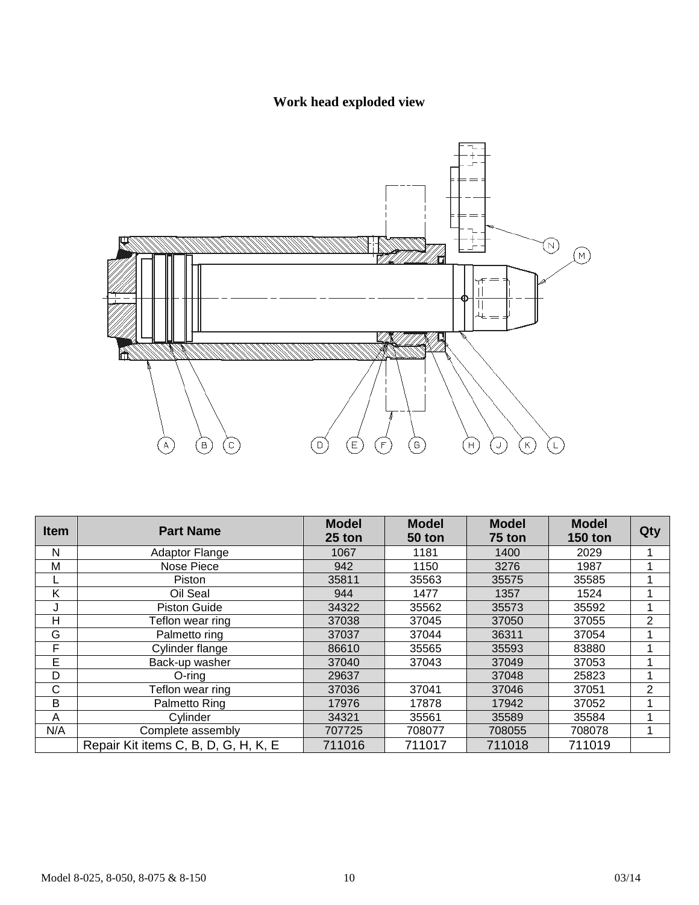**Work head exploded view**

| Item | Part Name | Model 25 ton | Model 50 ton | Model 75 ton | Model 150 ton | Qty |
|---|---|---|---|---|---|---|
| N | Adaptor Flange | 1067 | 1181 | 1400 | 2029 | 1 |
| M | Nose Piece | 942 | 1150 | 3276 | 1987 | 1 |
| L | Piston | 35811 | 35563 | 35575 | 35585 | 1 |
| K | Oil Seal | 944 | 1477 | 1357 | 1524 | 1 |
| J | Piston Guide | 34322 | 35562 | 35573 | 35592 | 1 |
| H | Teflon wear ring | 37038 | 37045 | 37050 | 37055 | 2 |
| G | Palmetto ring | 37037 | 37044 | 36311 | 37054 | 1 |
| F | Cylinder flange | 86610 | 35565 | 35593 | 83880 | 1 |
| E | Back-up washer | 37040 | 37043 | 37049 | 37053 | 1 |
| D | O-ring | 29637 | | 37048 | 25823 | 1 |
| C | Teflon wear ring | 37036 | 37041 | 37046 | 37051 | 2 |
| B | Palmetto Ring | 17976 | 17878 | 17942 | 37052 | 1 |
| A | Cylinder | 34321 | 35561 | 35589 | 35584 | 1 |
| N/A | Complete assembly | 707725 | 708077 | 708055 | 708078 | 1 |
| | Repair Kit items C, B, D, G, H, K, E | 711016 | 711017 | 711018 | 711019 | |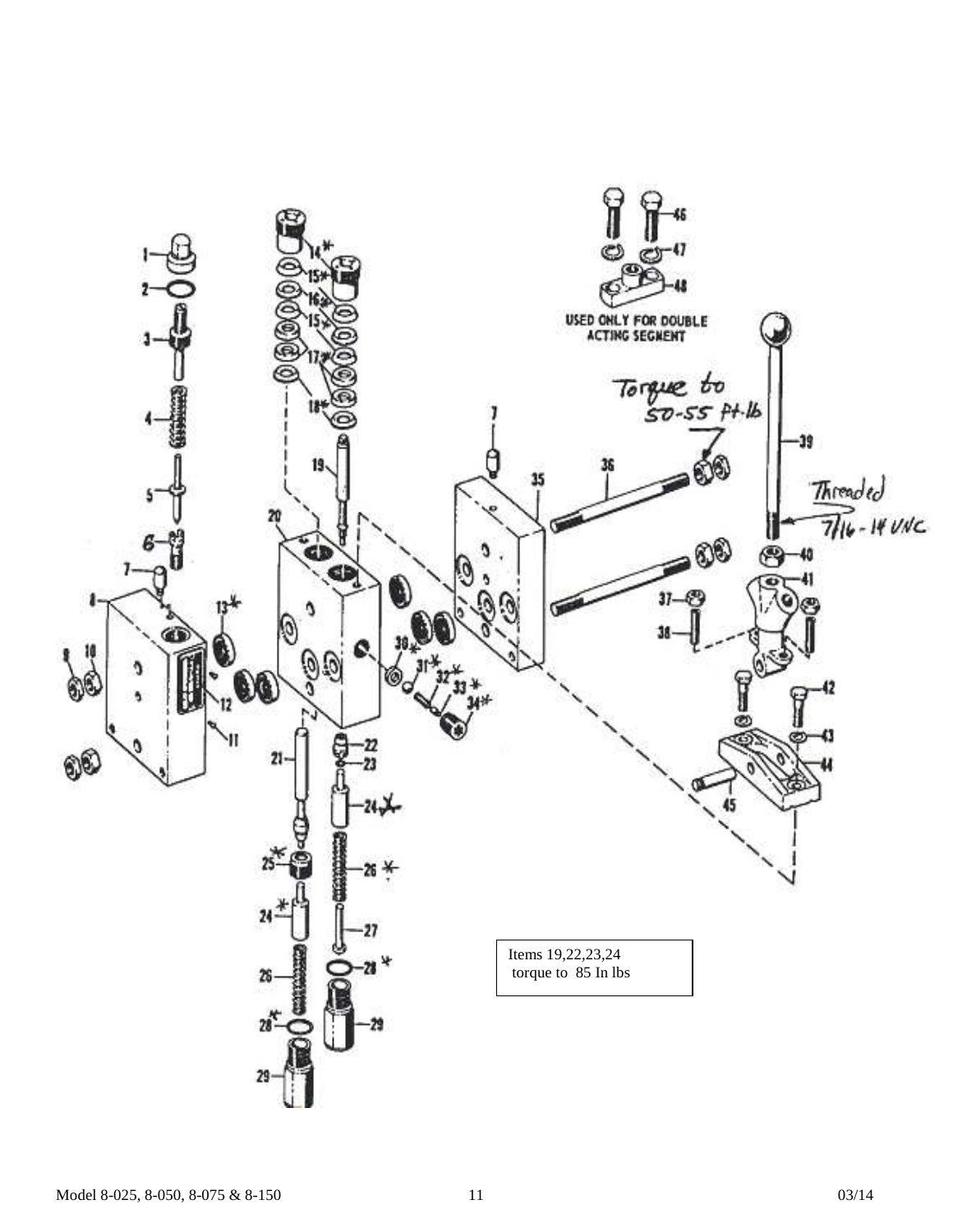USED ONLY FOR DOUBLE ACTING SEGMENT

Torque to 50-55 ft-lb

Threaded 7/16 - 14 UNC

Items 19,22,23,24 torque to 85 In lbs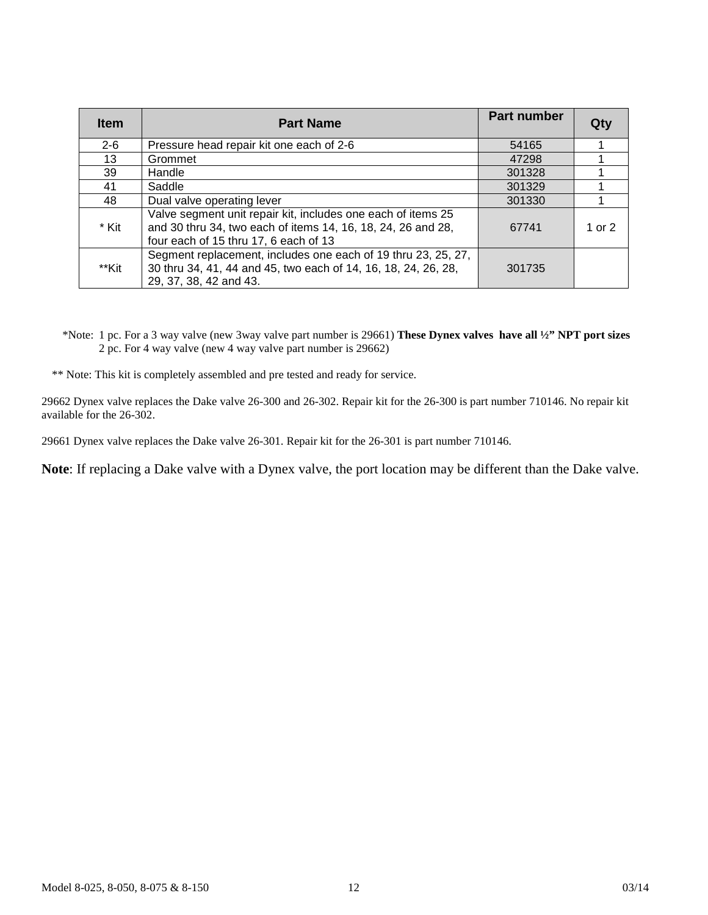| Item | Part Name | Part number | Qty |
|---|---|---|---|
| 2-6 | Pressure head repair kit one each of 2-6 | 54165 | 1 |
| 13 | Grommet | 47298 | 1 |
| 39 | Handle | 301328 | 1 |
| 41 | Saddle | 301329 | 1 |
| 48 | Dual valve operating lever | 301330 | 1 |
| * Kit | Valve segment unit repair kit, includes one each of items 25 and 30 thru 34, two each of items 14, 16, 18, 24, 26 and 28, four each of 15 thru 17, 6 each of 13 | 67741 | 1 or 2 |
| **Kit | Segment replacement, includes one each of 19 thru 23, 25, 27, 30 thru 34, 41, 44 and 45, two each of 14, 16, 18, 24, 26, 28, 29, 37, 38, 42 and 43. | 301735 | |

*Note: 1 pc. For a 3 way valve (new 3way valve part number is 29661) **These Dynex valves have all ½" NPT port sizes**
2 pc. For 4 way valve (new 4 way valve part number is 29662)

** Note: This kit is completely assembled and pre tested and ready for service.

29662 Dynex valve replaces the Dake valve 26-300 and 26-302. Repair kit for the 26-300 is part number 710146. No repair kit available for the 26-302.

29661 Dynex valve replaces the Dake valve 26-301. Repair kit for the 26-301 is part number 710146.

**Note**: If replacing a Dake valve with a Dynex valve, the port location may be different than the Dake valve.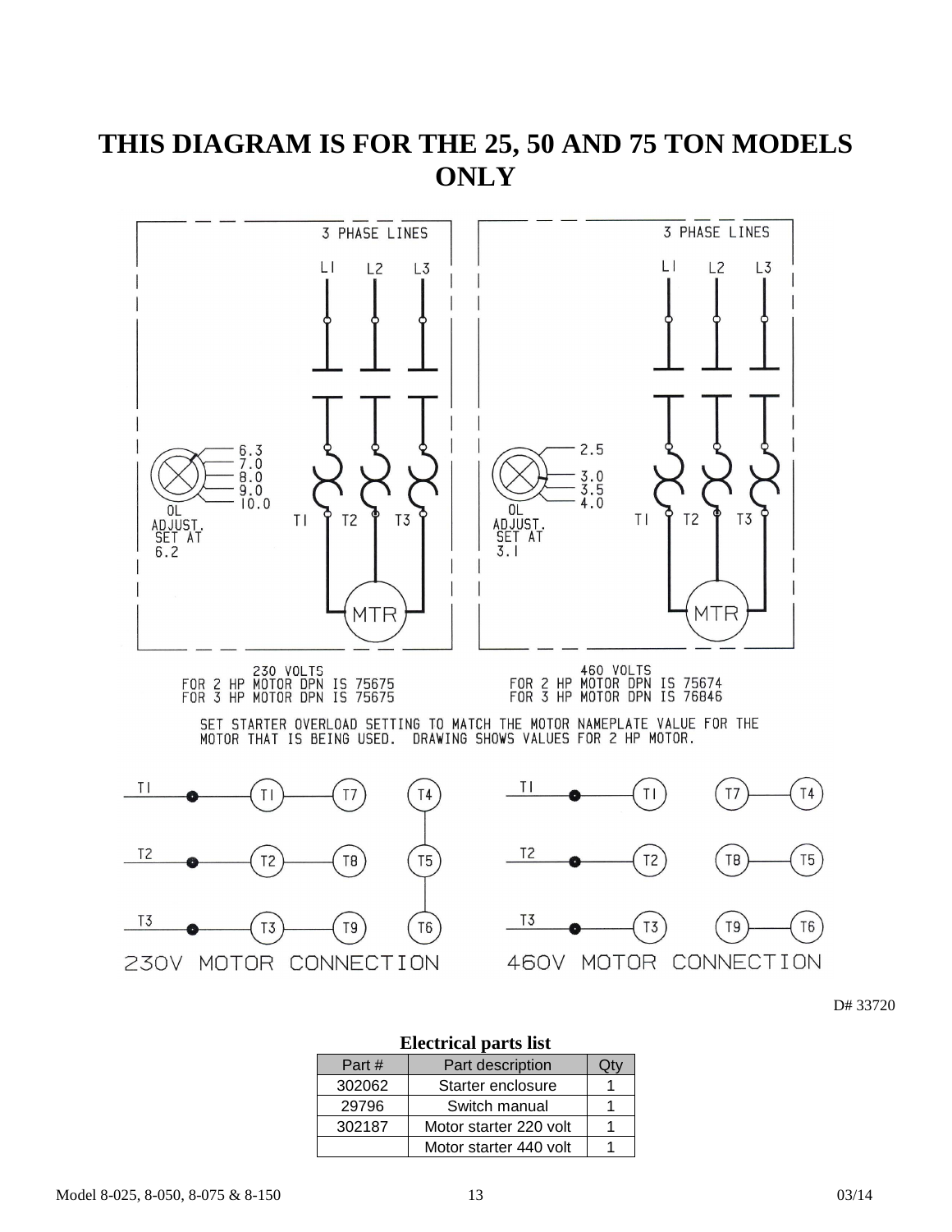# THIS DIAGRAM IS FOR THE 25, 50 AND 75 TON MODELS ONLY

3 PHASE LINES

L1 L2 L3

OL ADJUST. SET AT 6.2 (6.3, 7.0, 8.0, 9.0, 10.0)

T1 T2 T3

MTR

230 VOLTS
FOR 2 HP MOTOR DPN IS 75675
FOR 3 HP MOTOR DPN IS 75675

3 PHASE LINES

L1 L2 L3

OL ADJUST. SET AT 3.1 (2.5, 3.0, 3.5, 4.0)

T1 T2 T3

MTR

460 VOLTS
FOR 2 HP MOTOR DPN IS 75674
FOR 3 HP MOTOR DPN IS 76846

SET STARTER OVERLOAD SETTING TO MATCH THE MOTOR NAMEPLATE VALUE FOR THE MOTOR THAT IS BEING USED. DRAWING SHOWS VALUES FOR 2 HP MOTOR.

230V MOTOR CONNECTION

- T1 — T1 — T7
- T2 — T2 — T8
- T3 — T3 — T9
- T4 — T5 — T6

460V MOTOR CONNECTION

- T1 — T1
- T2 — T2
- T3 — T3
- T7 — T4
- T8 — T5
- T9 — T6

D# 33720

**Electrical parts list**

| Part # | Part description | Qty |
|---|---|---|
| 302062 | Starter enclosure | 1 |
| 29796 | Switch manual | 1 |
| 302187 | Motor starter 220 volt | 1 |
| | Motor starter 440 volt | 1 |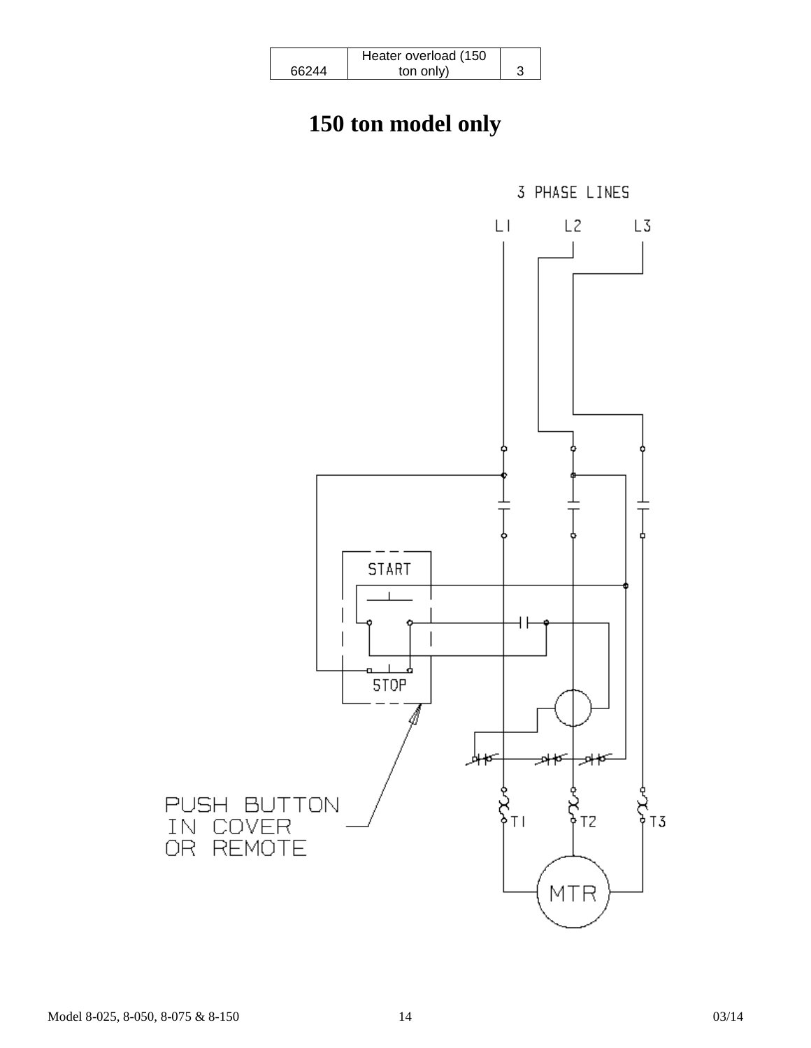| 66244 | Heater overload (150 ton only) | 3 |
|---|---|---|

# 150 ton model only

3 PHASE LINES

L1 L2 L3

START

STOP

T1 T2 T3

MTR

PUSH BUTTON IN COVER OR REMOTE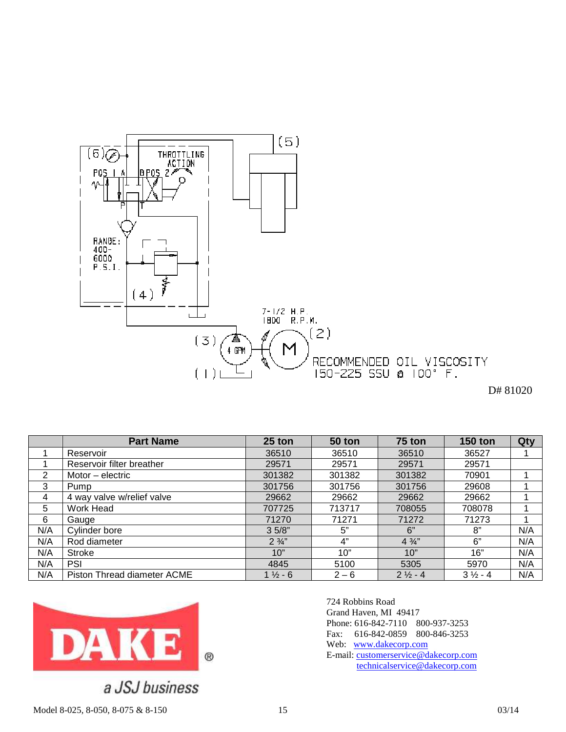(5)

(6)

THROTTLING ACTION

POS 1 A

B POS 2

P

T

RANGE: 400-6000 P.S.I.

(4)

7-1/2 H.P. 1800 R.P.M.

(3)

4 GPM

M

(2)

(1)

RECOMMENDED OIL VISCOSITY 150-225 SSU @ 100° F.

D# 81020

| | Part Name | 25 ton | 50 ton | 75 ton | 150 ton | Qty |
|---|---|---|---|---|---|---|
| 1 | Reservoir | 36510 | 36510 | 36510 | 36527 | 1 |
| 1 | Reservoir filter breather | 29571 | 29571 | 29571 | 29571 | |
| 2 | Motor – electric | 301382 | 301382 | 301382 | 70901 | 1 |
| 3 | Pump | 301756 | 301756 | 301756 | 29608 | 1 |
| 4 | 4 way valve w/relief valve | 29662 | 29662 | 29662 | 29662 | 1 |
| 5 | Work Head | 707725 | 713717 | 708055 | 708078 | 1 |
| 6 | Gauge | 71270 | 71271 | 71272 | 71273 | 1 |
| N/A | Cylinder bore | 3 5/8" | 5" | 6" | 8" | N/A |
| N/A | Rod diameter | 2 ¾" | 4" | 4 ¾" | 6" | N/A |
| N/A | Stroke | 10" | 10" | 10" | 16" | N/A |
| N/A | PSI | 4845 | 5100 | 5305 | 5970 | N/A |
| N/A | Piston Thread diameter ACME | 1 ½ - 6 | 2 – 6 | 2 ½ - 4 | 3 ½ - 4 | N/A |

DAKE®

a JSJ business

724 Robbins Road
Grand Haven, MI 49417
Phone: 616-842-7110 800-937-3253
Fax: 616-842-0859 800-846-3253
Web: www.dakecorp.com
E-mail: customerservice@dakecorp.com
technicalservice@dakecorp.com